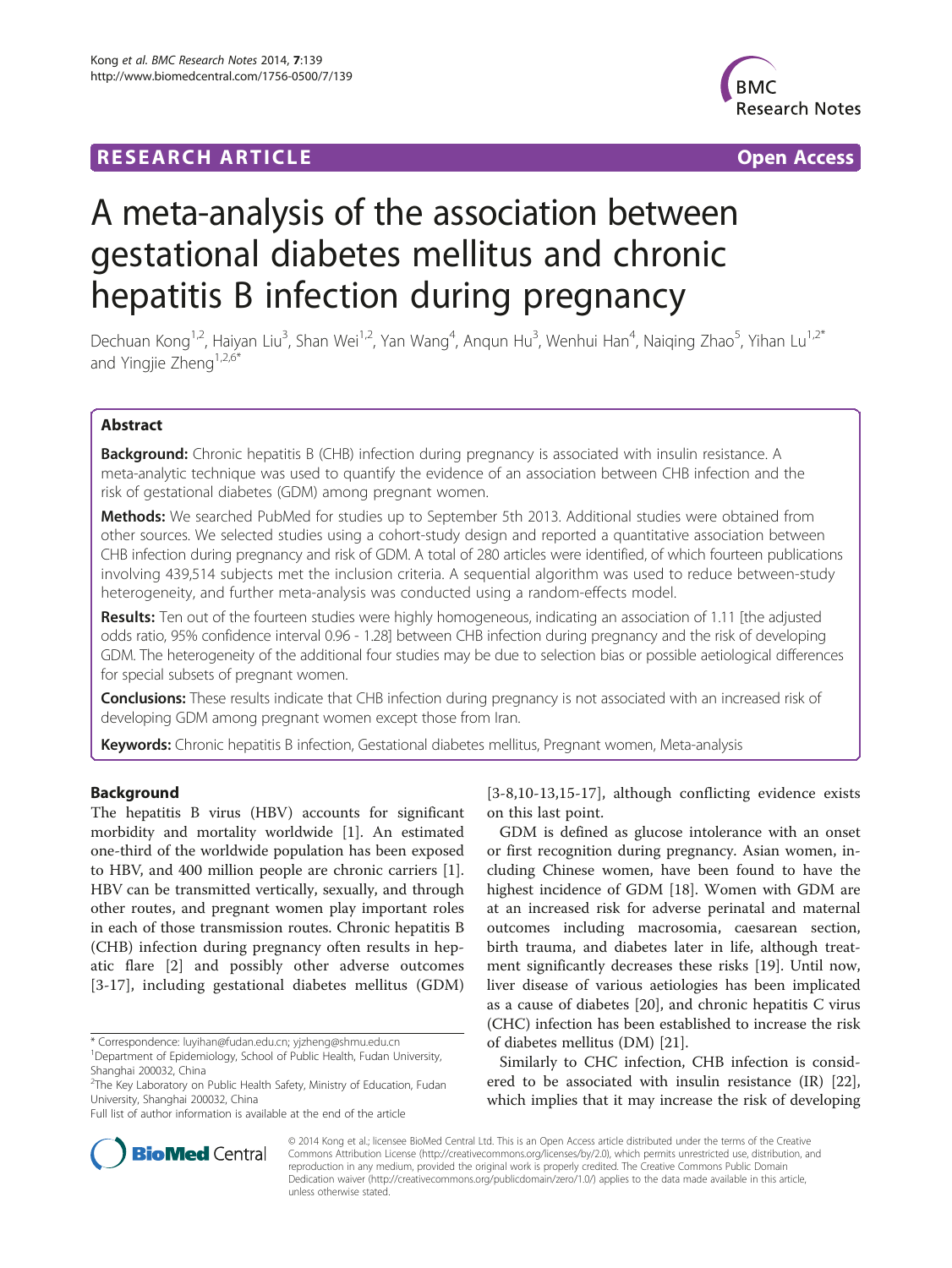**RESEARCH ARTICLE** **Open Access**

# A meta-analysis of the association between gestational diabetes mellitus and chronic hepatitis B infection during pregnancy

Dechuan Kong[1,2], Haiyan Liu[3], Shan Wei[1,2], Yan Wang[4], Anqun Hu[3], Wenhui Han[4], Naiqing Zhao[5], Yihan Lu[1,2*] and Yingjie Zheng[1,2,6*]

## Abstract

**Background:** Chronic hepatitis B (CHB) infection during pregnancy is associated with insulin resistance. A meta-analytic technique was used to quantify the evidence of an association between CHB infection and the risk of gestational diabetes (GDM) among pregnant women.

**Methods:** We searched PubMed for studies up to September 5th 2013. Additional studies were obtained from other sources. We selected studies using a cohort-study design and reported a quantitative association between CHB infection during pregnancy and risk of GDM. A total of 280 articles were identified, of which fourteen publications involving 439,514 subjects met the inclusion criteria. A sequential algorithm was used to reduce between-study heterogeneity, and further meta-analysis was conducted using a random-effects model.

**Results:** Ten out of the fourteen studies were highly homogeneous, indicating an association of 1.11 [the adjusted odds ratio, 95% confidence interval 0.96 - 1.28] between CHB infection during pregnancy and the risk of developing GDM. The heterogeneity of the additional four studies may be due to selection bias or possible aetiological differences for special subsets of pregnant women.

**Conclusions:** These results indicate that CHB infection during pregnancy is not associated with an increased risk of developing GDM among pregnant women except those from Iran.

**Keywords:** Chronic hepatitis B infection, Gestational diabetes mellitus, Pregnant women, Meta-analysis

## Background

The hepatitis B virus (HBV) accounts for significant morbidity and mortality worldwide [1]. An estimated one-third of the worldwide population has been exposed to HBV, and 400 million people are chronic carriers [1]. HBV can be transmitted vertically, sexually, and through other routes, and pregnant women play important roles in each of those transmission routes. Chronic hepatitis B (CHB) infection during pregnancy often results in hepatic flare [2] and possibly other adverse outcomes [3-17], including gestational diabetes mellitus (GDM) [3-8,10-13,15-17], although conflicting evidence exists on this last point.

GDM is defined as glucose intolerance with an onset or first recognition during pregnancy. Asian women, including Chinese women, have been found to have the highest incidence of GDM [18]. Women with GDM are at an increased risk for adverse perinatal and maternal outcomes including macrosomia, caesarean section, birth trauma, and diabetes later in life, although treatment significantly decreases these risks [19]. Until now, liver disease of various aetiologies has been implicated as a cause of diabetes [20], and chronic hepatitis C virus (CHC) infection has been established to increase the risk of diabetes mellitus (DM) [21].

Similarly to CHC infection, CHB infection is considered to be associated with insulin resistance (IR) [22], which implies that it may increase the risk of developing

\* Correspondence: luyihan@fudan.edu.cn; yjzheng@shmu.edu.cn
[1]Department of Epidemiology, School of Public Health, Fudan University, Shanghai 200032, China
[2]The Key Laboratory on Public Health Safety, Ministry of Education, Fudan University, Shanghai 200032, China
Full list of author information is available at the end of the article

© 2014 Kong et al.; licensee BioMed Central Ltd. This is an Open Access article distributed under the terms of the Creative Commons Attribution License (http://creativecommons.org/licenses/by/2.0), which permits unrestricted use, distribution, and reproduction in any medium, provided the original work is properly credited. The Creative Commons Public Domain Dedication waiver (http://creativecommons.org/publicdomain/zero/1.0/) applies to the data made available in this article, unless otherwise stated.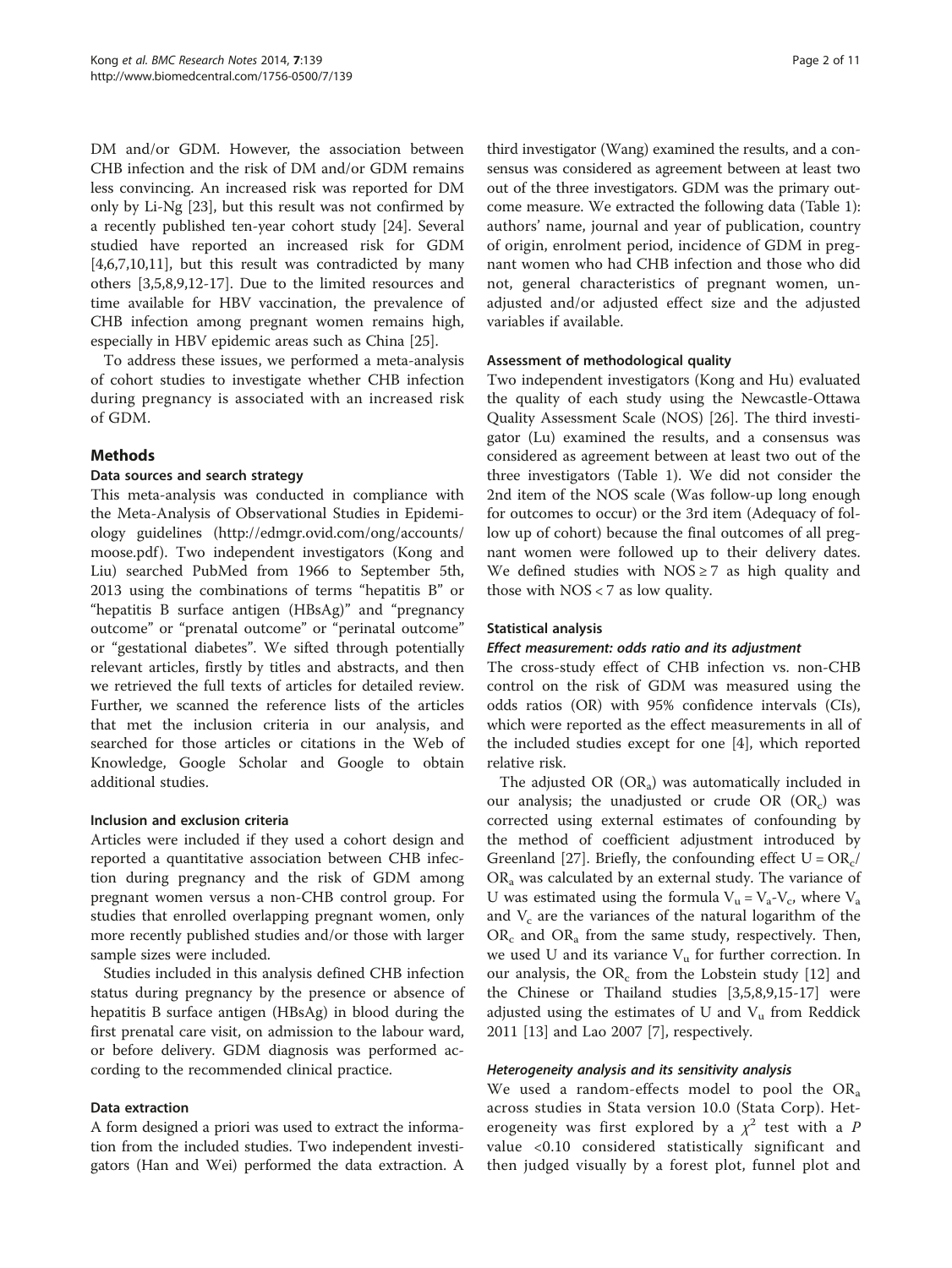DM and/or GDM. However, the association between CHB infection and the risk of DM and/or GDM remains less convincing. An increased risk was reported for DM only by Li-Ng [23], but this result was not confirmed by a recently published ten-year cohort study [24]. Several studied have reported an increased risk for GDM [4,6,7,10,11], but this result was contradicted by many others [3,5,8,9,12-17]. Due to the limited resources and time available for HBV vaccination, the prevalence of CHB infection among pregnant women remains high, especially in HBV epidemic areas such as China [25].

To address these issues, we performed a meta-analysis of cohort studies to investigate whether CHB infection during pregnancy is associated with an increased risk of GDM.

## Methods

### Data sources and search strategy

This meta-analysis was conducted in compliance with the Meta-Analysis of Observational Studies in Epidemiology guidelines (http://edmgr.ovid.com/ong/accounts/moose.pdf). Two independent investigators (Kong and Liu) searched PubMed from 1966 to September 5th, 2013 using the combinations of terms "hepatitis B" or "hepatitis B surface antigen (HBsAg)" and "pregnancy outcome" or "prenatal outcome" or "perinatal outcome" or "gestational diabetes". We sifted through potentially relevant articles, firstly by titles and abstracts, and then we retrieved the full texts of articles for detailed review. Further, we scanned the reference lists of the articles that met the inclusion criteria in our analysis, and searched for those articles or citations in the Web of Knowledge, Google Scholar and Google to obtain additional studies.

### Inclusion and exclusion criteria

Articles were included if they used a cohort design and reported a quantitative association between CHB infection during pregnancy and the risk of GDM among pregnant women versus a non-CHB control group. For studies that enrolled overlapping pregnant women, only more recently published studies and/or those with larger sample sizes were included.

Studies included in this analysis defined CHB infection status during pregnancy by the presence or absence of hepatitis B surface antigen (HBsAg) in blood during the first prenatal care visit, on admission to the labour ward, or before delivery. GDM diagnosis was performed according to the recommended clinical practice.

### Data extraction

A form designed a priori was used to extract the information from the included studies. Two independent investigators (Han and Wei) performed the data extraction. A third investigator (Wang) examined the results, and a consensus was considered as agreement between at least two out of the three investigators. GDM was the primary outcome measure. We extracted the following data (Table 1): authors' name, journal and year of publication, country of origin, enrolment period, incidence of GDM in pregnant women who had CHB infection and those who did not, general characteristics of pregnant women, unadjusted and/or adjusted effect size and the adjusted variables if available.

### Assessment of methodological quality

Two independent investigators (Kong and Hu) evaluated the quality of each study using the Newcastle-Ottawa Quality Assessment Scale (NOS) [26]. The third investigator (Lu) examined the results, and a consensus was considered as agreement between at least two out of the three investigators (Table 1). We did not consider the 2nd item of the NOS scale (Was follow-up long enough for outcomes to occur) or the 3rd item (Adequacy of follow up of cohort) because the final outcomes of all pregnant women were followed up to their delivery dates. We defined studies with NOS ≥ 7 as high quality and those with NOS < 7 as low quality.

### Statistical analysis

#### *Effect measurement: odds ratio and its adjustment*

The cross-study effect of CHB infection vs. non-CHB control on the risk of GDM was measured using the odds ratios (OR) with 95% confidence intervals (CIs), which were reported as the effect measurements in all of the included studies except for one [4], which reported relative risk.

The adjusted OR ($OR_a$) was automatically included in our analysis; the unadjusted or crude OR ($OR_c$) was corrected using external estimates of confounding by the method of coefficient adjustment introduced by Greenland [27]. Briefly, the confounding effect $U = OR_c/OR_a$ was calculated by an external study. The variance of U was estimated using the formula $V_u = V_a - V_c$, where $V_a$ and $V_c$ are the variances of the natural logarithm of the $OR_c$ and $OR_a$ from the same study, respectively. Then, we used U and its variance $V_u$ for further correction. In our analysis, the $OR_c$ from the Lobstein study [12] and the Chinese or Thailand studies [3,5,8,9,15-17] were adjusted using the estimates of U and $V_u$ from Reddick 2011 [13] and Lao 2007 [7], respectively.

#### *Heterogeneity analysis and its sensitivity analysis*

We used a random-effects model to pool the $OR_a$ across studies in Stata version 10.0 (Stata Corp). Heterogeneity was first explored by a $\chi^2$ test with a $P$ value <0.10 considered statistically significant and then judged visually by a forest plot, funnel plot and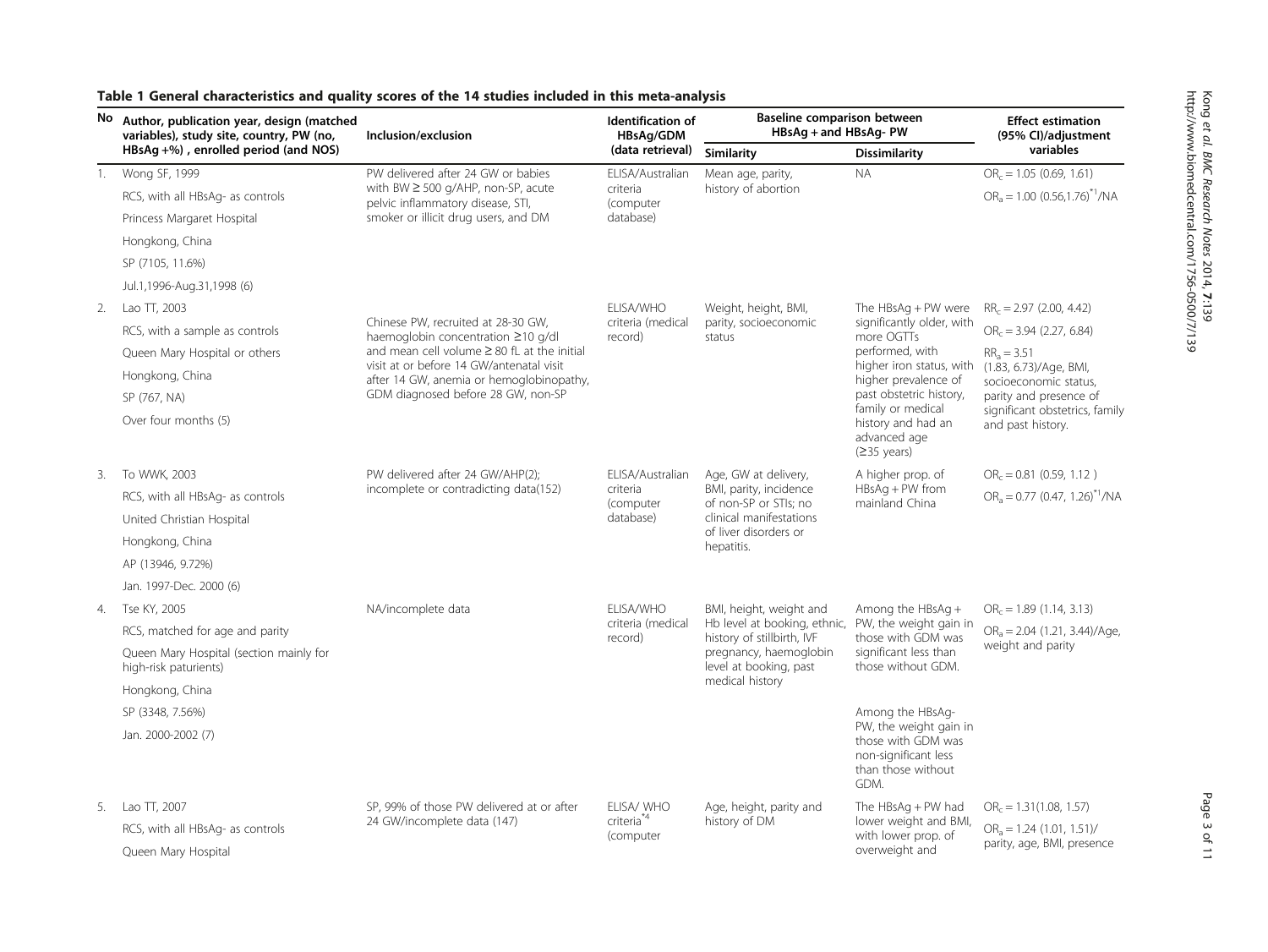**Table 1 General characteristics and quality scores of the 14 studies included in this meta-analysis**

| No | Author, publication year, design (matched variables), study site, country, PW (no, HBsAg +%) , enrolled period (and NOS) | Inclusion/exclusion | Identification of HBsAg/GDM (data retrieval) | Baseline comparison between HBsAg + and HBsAg- PW | | Effect estimation (95% CI)/adjustment variables |
|---|---|---|---|---|---|---|
| | | | | Similarity | Dissimilarity | |
| 1. | Wong SF, 1999<br>RCS, with all HBsAg- as controls<br>Princess Margaret Hospital<br>Hongkong, China<br>SP (7105, 11.6%)<br>Jul.1,1996-Aug.31,1998 (6) | PW delivered after 24 GW or babies with BW ≥ 500 g/AHP, non-SP, acute pelvic inflammatory disease, STI, smoker or illicit drug users, and DM | ELISA/Australian criteria (computer database) | Mean age, parity, history of abortion | NA | $OR_c$ = 1.05 (0.69, 1.61)<br>$OR_a$ = 1.00 (0.56,1.76)[*1]/NA |
| 2. | Lao TT, 2003<br>RCS, with a sample as controls<br>Queen Mary Hospital or others<br>Hongkong, China<br>SP (767, NA)<br>Over four months (5) | Chinese PW, recruited at 28-30 GW, haemoglobin concentration ≥10 g/dl and mean cell volume ≥ 80 fL at the initial visit at or before 14 GW/antenatal visit after 14 GW, anemia or hemoglobinopathy, GDM diagnosed before 28 GW, non-SP | ELISA/WHO criteria (medical record) | Weight, height, BMI, parity, socioeconomic status | The HBsAg + PW were significantly older, with more OGTTs performed, with higher iron status, with higher prevalence of past obstetric history, family or medical history and had an advanced age (≥35 years) | $RR_c$ = 2.97 (2.00, 4.42)<br>$OR_c$ = 3.94 (2.27, 6.84)<br>$RR_a$ = 3.51 (1.83, 6.73)/Age, BMI, socioeconomic status, parity and presence of significant obstetrics, family and past history. |
| 3. | To WWK, 2003<br>RCS, with all HBsAg- as controls<br>United Christian Hospital<br>Hongkong, China<br>AP (13946, 9.72%)<br>Jan. 1997-Dec. 2000 (6) | PW delivered after 24 GW/AHP(2); incomplete or contradicting data(152) | ELISA/Australian criteria (computer database) | Age, GW at delivery, BMI, parity, incidence of non-SP or STIs; no clinical manifestations of liver disorders or hepatitis. | A higher prop. of HBsAg + PW from mainland China | $OR_c$ = 0.81 (0.59, 1.12 )<br>$OR_a$ = 0.77 (0.47, 1.26)[*1]/NA |
| 4. | Tse KY, 2005<br>RCS, matched for age and parity<br>Queen Mary Hospital (section mainly for high-risk paturients)<br>Hongkong, China<br>SP (3348, 7.56%)<br>Jan. 2000-2002 (7) | NA/incomplete data | ELISA/WHO criteria (medical record) | BMI, height, weight and Hb level at booking, ethnic, history of stillbirth, IVF pregnancy, haemoglobin level at booking, past medical history | Among the HBsAg + PW, the weight gain in those with GDM was significant less than those without GDM.<br>Among the HBsAg- PW, the weight gain in those with GDM was non-significant less than those without GDM. | $OR_c$ = 1.89 (1.14, 3.13)<br>$OR_a$ = 2.04 (1.21, 3.44)/Age, weight and parity |
| 5. | Lao TT, 2007<br>RCS, with all HBsAg- as controls<br>Queen Mary Hospital | SP, 99% of those PW delivered at or after 24 GW/incomplete data (147) | ELISA/ WHO criteria[*4] (computer | Age, height, parity and history of DM | The HBsAg + PW had lower weight and BMI, with lower prop. of overweight and | $OR_c$ = 1.31(1.08, 1.57)<br>$OR_a$ = 1.24 (1.01, 1.51)/ parity, age, BMI, presence |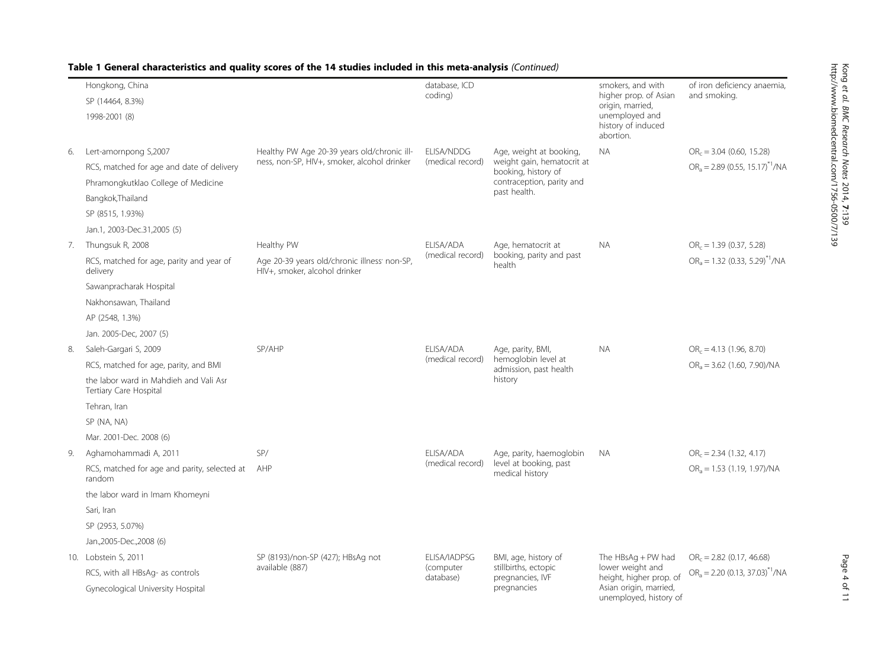**Table 1 General characteristics and quality scores of the 14 studies included in this meta-analysis** *(Continued)*

| | | | | | | |
|---|---|---|---|---|---|---|
| | Hongkong, China<br>SP (14464, 8.3%)<br>1998-2001 (8) | | database, ICD coding) | | smokers, and with higher prop. of Asian origin, married, unemployed and history of induced abortion. | of iron deficiency anaemia, and smoking. |
| 6. | Lert-amornpong S,2007<br>RCS, matched for age and date of delivery<br>Phramongkutklao College of Medicine<br>Bangkok,Thailand<br>SP (8515, 1.93%)<br>Jan.1, 2003-Dec.31,2005 (5) | Healthy PW Age 20-39 years old/chronic illness, non-SP, HIV+, smoker, alcohol drinker | ELISA/NDDG (medical record) | Age, weight at booking, weight gain, hematocrit at booking, history of contraception, parity and past health. | NA | $OR_c$ = 3.04 (0.60, 15.28)<br>$OR_a$ = 2.89 (0.55, 15.17)[*1]/NA |
| 7. | Thungsuk R, 2008<br>RCS, matched for age, parity and year of delivery<br>Sawanpracharak Hospital<br>Nakhonsawan, Thailand<br>AP (2548, 1.3%)<br>Jan. 2005-Dec, 2007 (5) | Healthy PW<br>Age 20-39 years old/chronic illness, non-SP, HIV+, smoker, alcohol drinker | ELISA/ADA (medical record) | Age, hematocrit at booking, parity and past health | NA | $OR_c$ = 1.39 (0.37, 5.28)<br>$OR_a$ = 1.32 (0.33, 5.29)[*1]/NA |
| 8. | Saleh-Gargari S, 2009<br>RCS, matched for age, parity, and BMI<br>the labor ward in Mahdieh and Vali Asr Tertiary Care Hospital<br>Tehran, Iran<br>SP (NA, NA)<br>Mar. 2001-Dec. 2008 (6) | SP/AHP | ELISA/ADA (medical record) | Age, parity, BMI, hemoglobin level at admission, past health history | NA | $OR_c$ = 4.13 (1.96, 8.70)<br>$OR_a$ = 3.62 (1.60, 7.90)/NA |
| 9. | Aghamohammadi A, 2011<br>RCS, matched for age and parity, selected at random<br>the labor ward in Imam Khomeyni<br>Sari, Iran<br>SP (2953, 5.07%)<br>Jan.,2005-Dec.,2008 (6) | SP/<br>AHP | ELISA/ADA (medical record) | Age, parity, haemoglobin level at booking, past medical history | NA | $OR_c$ = 2.34 (1.32, 4.17)<br>$OR_a$ = 1.53 (1.19, 1.97)/NA |
| 10. | Lobstein S, 2011<br>RCS, with all HBsAg- as controls<br>Gynecological University Hospital | SP (8193)/non-SP (427); HBsAg not available (887) | ELISA/IADPSG (computer database) | BMI, age, history of stillbirths, ectopic pregnancies, IVF pregnancies | The HBsAg + PW had lower weight and height, higher prop. of Asian origin, married, unemployed, history of | $OR_c$ = 2.82 (0.17, 46.68)<br>$OR_a$ = 2.20 (0.13, 37.03)[*1]/NA |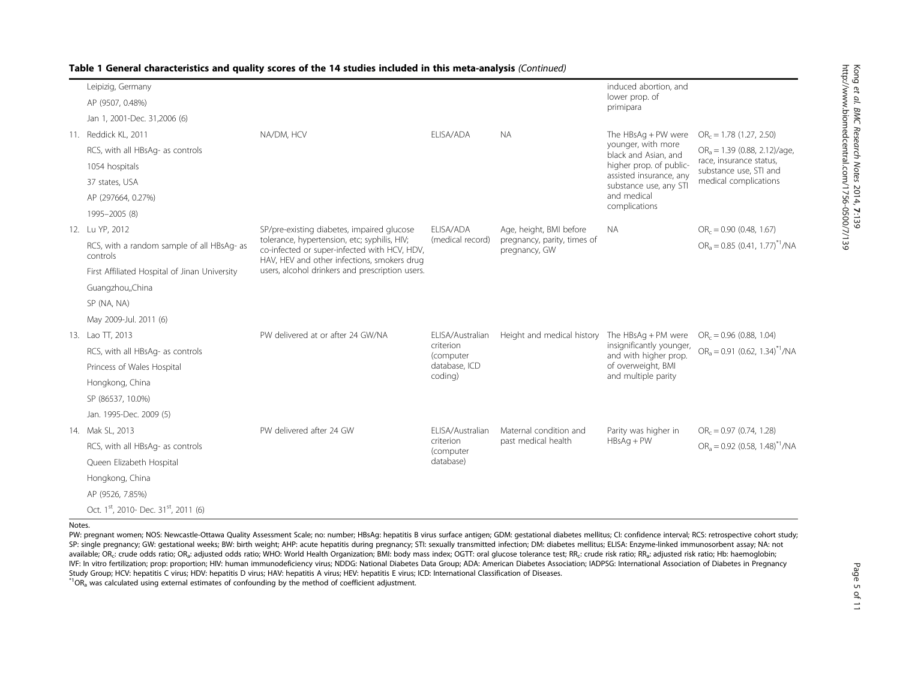**Table 1 General characteristics and quality scores of the 14 studies included in this meta-analysis** *(Continued)*

| | | | | | |
|---|---|---|---|---|---|
| Leipizig, Germany<br>AP (9507, 0.48%)<br>Jan 1, 2001-Dec. 31,2006 (6) | | | | induced abortion, and lower prop. of primipara | |
| 11. Reddick KL, 2011<br>RCS, with all HBsAg- as controls<br>1054 hospitals<br>37 states, USA<br>AP (297664, 0.27%)<br>1995–2005 (8) | NA/DM, HCV | ELISA/ADA | NA | The HBsAg + PW were younger, with more black and Asian, and higher prop. of public-assisted insurance, any substance use, any STI and medical complications | $OR_c$ = 1.78 (1.27, 2.50)<br>$OR_a$ = 1.39 (0.88, 2.12)/age, race, insurance status, substance use, STI and medical complications |
| 12. Lu YP, 2012<br>RCS, with a random sample of all HBsAg- as controls<br>First Affiliated Hospital of Jinan University<br>Guangzhou,,China<br>SP (NA, NA)<br>May 2009-Jul. 2011 (6) | SP/pre-existing diabetes, impaired glucose tolerance, hypertension, etc; syphilis, HIV; co-infected or super-infected with HCV, HDV, HAV, HEV and other infections, smokers drug users, alcohol drinkers and prescription users. | ELISA/ADA (medical record) | Age, height, BMI before pregnancy, parity, times of pregnancy, GW | NA | $OR_c$ = 0.90 (0.48, 1.67)<br>$OR_a$ = 0.85 (0.41, 1.77)[*1]/NA |
| 13. Lao TT, 2013<br>RCS, with all HBsAg- as controls<br>Princess of Wales Hospital<br>Hongkong, China<br>SP (86537, 10.0%)<br>Jan. 1995-Dec. 2009 (5) | PW delivered at or after 24 GW/NA | ELISA/Australian criterion (computer database, ICD coding) | Height and medical history | The HBsAg + PM were insignificantly younger, and with higher prop. of overweight, BMI and multiple parity | $OR_c$ = 0.96 (0.88, 1.04)<br>$OR_a$ = 0.91 (0.62, 1.34)[*1]/NA |
| 14. Mak SL, 2013<br>RCS, with all HBsAg- as controls<br>Queen Elizabeth Hospital<br>Hongkong, China<br>AP (9526, 7.85%)<br>Oct. 1st, 2010- Dec. 31st, 2011 (6) | PW delivered after 24 GW | ELISA/Australian criterion (computer database) | Maternal condition and past medical health | Parity was higher in HBsAg + PW | $OR_c$ = 0.97 (0.74, 1.28)<br>$OR_a$ = 0.92 (0.58, 1.48)[*1]/NA |

Notes.

PW: pregnant women; NOS: Newcastle-Ottawa Quality Assessment Scale; no: number; HBsAg: hepatitis B virus surface antigen; GDM: gestational diabetes mellitus; CI: confidence interval; RCS: retrospective cohort study; SP: single pregnancy; GW: gestational weeks; BW: birth weight; AHP: acute hepatitis during pregnancy; STI: sexually transmitted infection; DM: diabetes mellitus; ELISA: Enzyme-linked immunosorbent assay; NA: not available; $OR_c$: crude odds ratio; $OR_a$: adjusted odds ratio; WHO: World Health Organization; BMI: body mass index; OGTT: oral glucose tolerance test; $RR_c$: crude risk ratio; $RR_a$: adjusted risk ratio; Hb: haemoglobin; IVF: In vitro fertilization; prop: proportion; HIV: human immunodeficiency virus; NDDG: National Diabetes Data Group; ADA: American Diabetes Association; IADPSG: International Association of Diabetes in Pregnancy Study Group; HCV: hepatitis C virus; HDV: hepatitis D virus; HAV: hepatitis A virus; HEV: hepatitis E virus; ICD: International Classification of Diseases.

[*1]$OR_a$ was calculated using external estimates of confounding by the method of coefficient adjustment.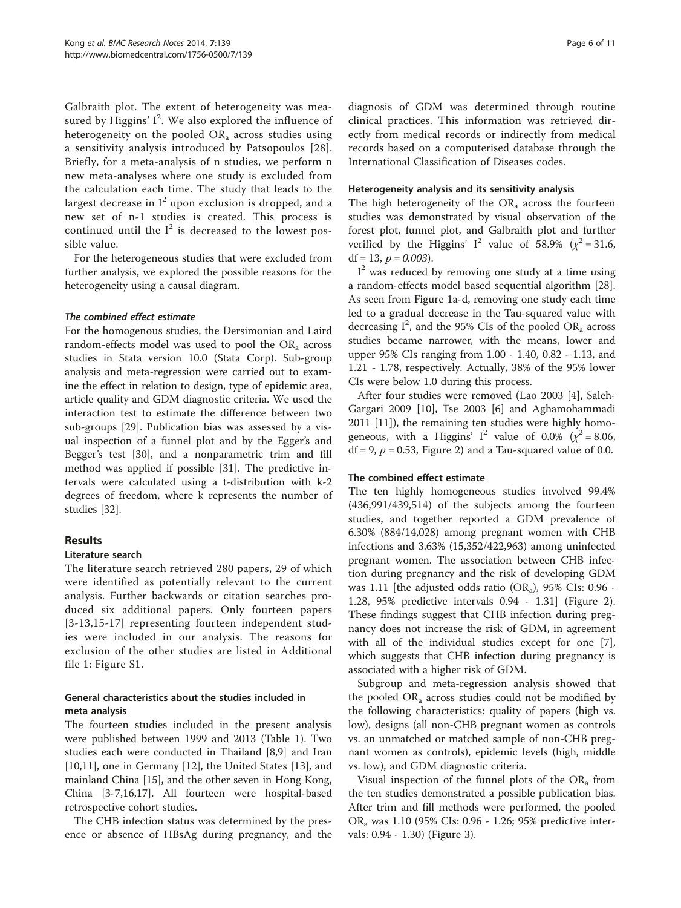Galbraith plot. The extent of heterogeneity was measured by Higgins' $I^2$. We also explored the influence of heterogeneity on the pooled $OR_a$ across studies using a sensitivity analysis introduced by Patsopoulos [28]. Briefly, for a meta-analysis of n studies, we perform n new meta-analyses where one study is excluded from the calculation each time. The study that leads to the largest decrease in $I^2$ upon exclusion is dropped, and a new set of n-1 studies is created. This process is continued until the $I^2$ is decreased to the lowest possible value.

For the heterogeneous studies that were excluded from further analysis, we explored the possible reasons for the heterogeneity using a causal diagram.

#### *The combined effect estimate*

For the homogenous studies, the Dersimonian and Laird random-effects model was used to pool the $OR_a$ across studies in Stata version 10.0 (Stata Corp). Sub-group analysis and meta-regression were carried out to examine the effect in relation to design, type of epidemic area, article quality and GDM diagnostic criteria. We used the interaction test to estimate the difference between two sub-groups [29]. Publication bias was assessed by a visual inspection of a funnel plot and by the Egger's and Begger's test [30], and a nonparametric trim and fill method was applied if possible [31]. The predictive intervals were calculated using a t-distribution with k-2 degrees of freedom, where k represents the number of studies [32].

## Results

### Literature search

The literature search retrieved 280 papers, 29 of which were identified as potentially relevant to the current analysis. Further backwards or citation searches produced six additional papers. Only fourteen papers [3-13,15-17] representing fourteen independent studies were included in our analysis. The reasons for exclusion of the other studies are listed in Additional file 1: Figure S1.

### General characteristics about the studies included in meta analysis

The fourteen studies included in the present analysis were published between 1999 and 2013 (Table 1). Two studies each were conducted in Thailand [8,9] and Iran [10,11], one in Germany [12], the United States [13], and mainland China [15], and the other seven in Hong Kong, China [3-7,16,17]. All fourteen were hospital-based retrospective cohort studies.

The CHB infection status was determined by the presence or absence of HBsAg during pregnancy, and the diagnosis of GDM was determined through routine clinical practices. This information was retrieved directly from medical records or indirectly from medical records based on a computerised database through the International Classification of Diseases codes.

### Heterogeneity analysis and its sensitivity analysis

The high heterogeneity of the $OR_a$ across the fourteen studies was demonstrated by visual observation of the forest plot, funnel plot, and Galbraith plot and further verified by the Higgins' $I^2$ value of 58.9% ($\chi^2 = 31.6$, df = 13, $p = 0.003$).

$I^2$ was reduced by removing one study at a time using a random-effects model based sequential algorithm [28]. As seen from Figure 1a-d, removing one study each time led to a gradual decrease in the Tau-squared value with decreasing $I^2$, and the 95% CIs of the pooled $OR_a$ across studies became narrower, with the means, lower and upper 95% CIs ranging from 1.00 - 1.40, 0.82 - 1.13, and 1.21 - 1.78, respectively. Actually, 38% of the 95% lower CIs were below 1.0 during this process.

After four studies were removed (Lao 2003 [4], Saleh-Gargari 2009 [10], Tse 2003 [6] and Aghamohammadi 2011 [11]), the remaining ten studies were highly homogeneous, with a Higgins' $I^2$ value of 0.0% ($\chi^2 = 8.06$, df = 9, $p = 0.53$, Figure 2) and a Tau-squared value of 0.0.

### The combined effect estimate

The ten highly homogeneous studies involved 99.4% (436,991/439,514) of the subjects among the fourteen studies, and together reported a GDM prevalence of 6.30% (884/14,028) among pregnant women with CHB infections and 3.63% (15,352/422,963) among uninfected pregnant women. The association between CHB infection during pregnancy and the risk of developing GDM was 1.11 [the adjusted odds ratio ($OR_a$), 95% CIs: 0.96 - 1.28, 95% predictive intervals 0.94 - 1.31] (Figure 2). These findings suggest that CHB infection during pregnancy does not increase the risk of GDM, in agreement with all of the individual studies except for one [7], which suggests that CHB infection during pregnancy is associated with a higher risk of GDM.

Subgroup and meta-regression analysis showed that the pooled $OR_a$ across studies could not be modified by the following characteristics: quality of papers (high vs. low), designs (all non-CHB pregnant women as controls vs. an unmatched or matched sample of non-CHB pregnant women as controls), epidemic levels (high, middle vs. low), and GDM diagnostic criteria.

Visual inspection of the funnel plots of the $OR_a$ from the ten studies demonstrated a possible publication bias. After trim and fill methods were performed, the pooled $OR_a$ was 1.10 (95% CIs: 0.96 - 1.26; 95% predictive intervals: 0.94 - 1.30) (Figure 3).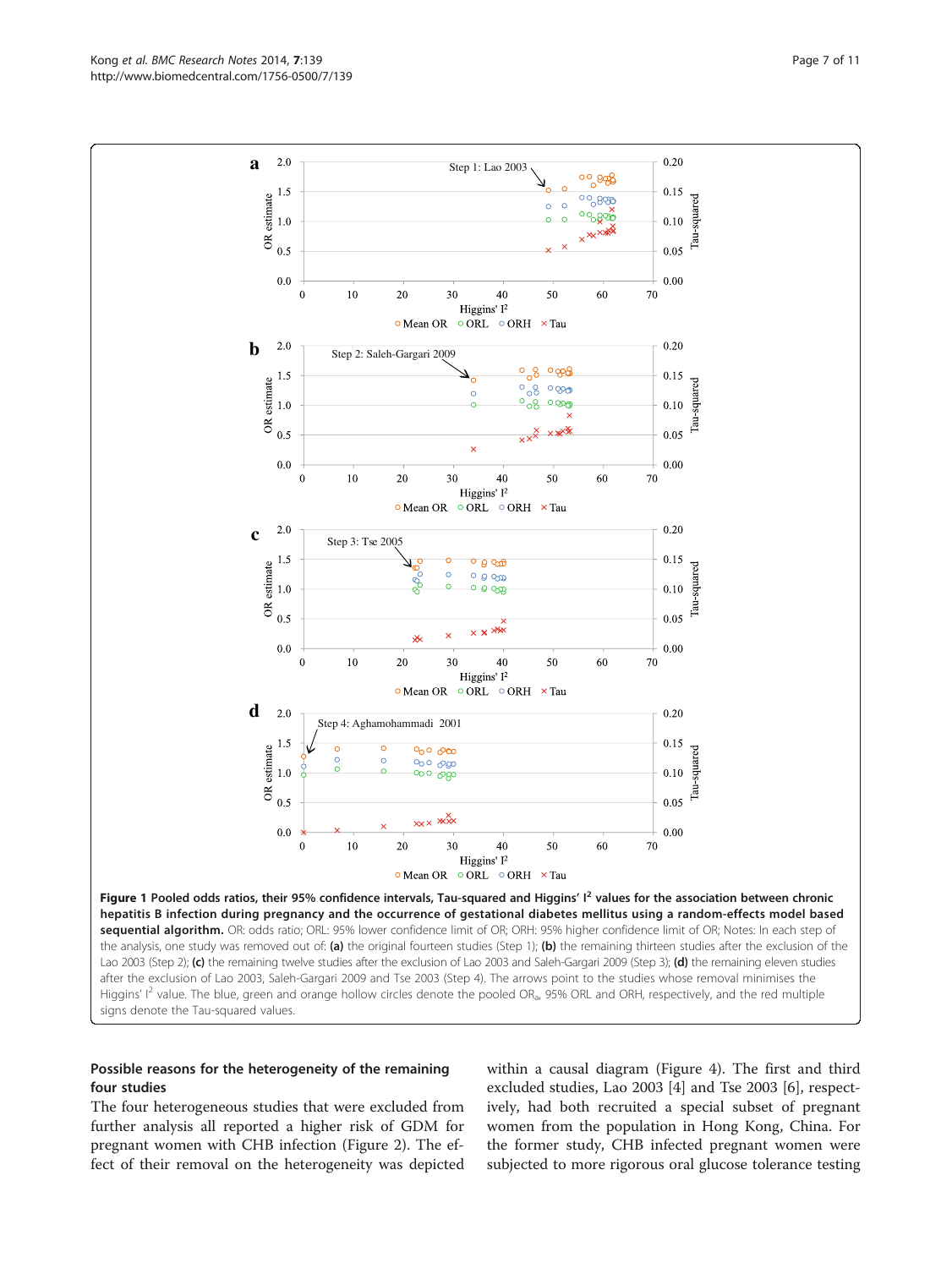**Figure 1 Pooled odds ratios, their 95% confidence intervals, Tau-squared and Higgins' $I^2$ values for the association between chronic hepatitis B infection during pregnancy and the occurrence of gestational diabetes mellitus using a random-effects model based sequential algorithm.** OR: odds ratio; ORL: 95% lower confidence limit of OR; ORH: 95% higher confidence limit of OR; Notes: In each step of the analysis, one study was removed out of: **(a)** the original fourteen studies (Step 1); **(b)** the remaining thirteen studies after the exclusion of the Lao 2003 (Step 2); **(c)** the remaining twelve studies after the exclusion of Lao 2003 and Saleh-Gargari 2009 (Step 3); **(d)** the remaining eleven studies after the exclusion of Lao 2003, Saleh-Gargari 2009 and Tse 2003 (Step 4). The arrows point to the studies whose removal minimises the Higgins' $I^2$ value. The blue, green and orange hollow circles denote the pooled $OR_a$, 95% ORL and ORH, respectively, and the red multiple signs denote the Tau-squared values.

### Possible reasons for the heterogeneity of the remaining four studies

The four heterogeneous studies that were excluded from further analysis all reported a higher risk of GDM for pregnant women with CHB infection (Figure 2). The effect of their removal on the heterogeneity was depicted within a causal diagram (Figure 4). The first and third excluded studies, Lao 2003 [4] and Tse 2003 [6], respectively, had both recruited a special subset of pregnant women from the population in Hong Kong, China. For the former study, CHB infected pregnant women were subjected to more rigorous oral glucose tolerance testing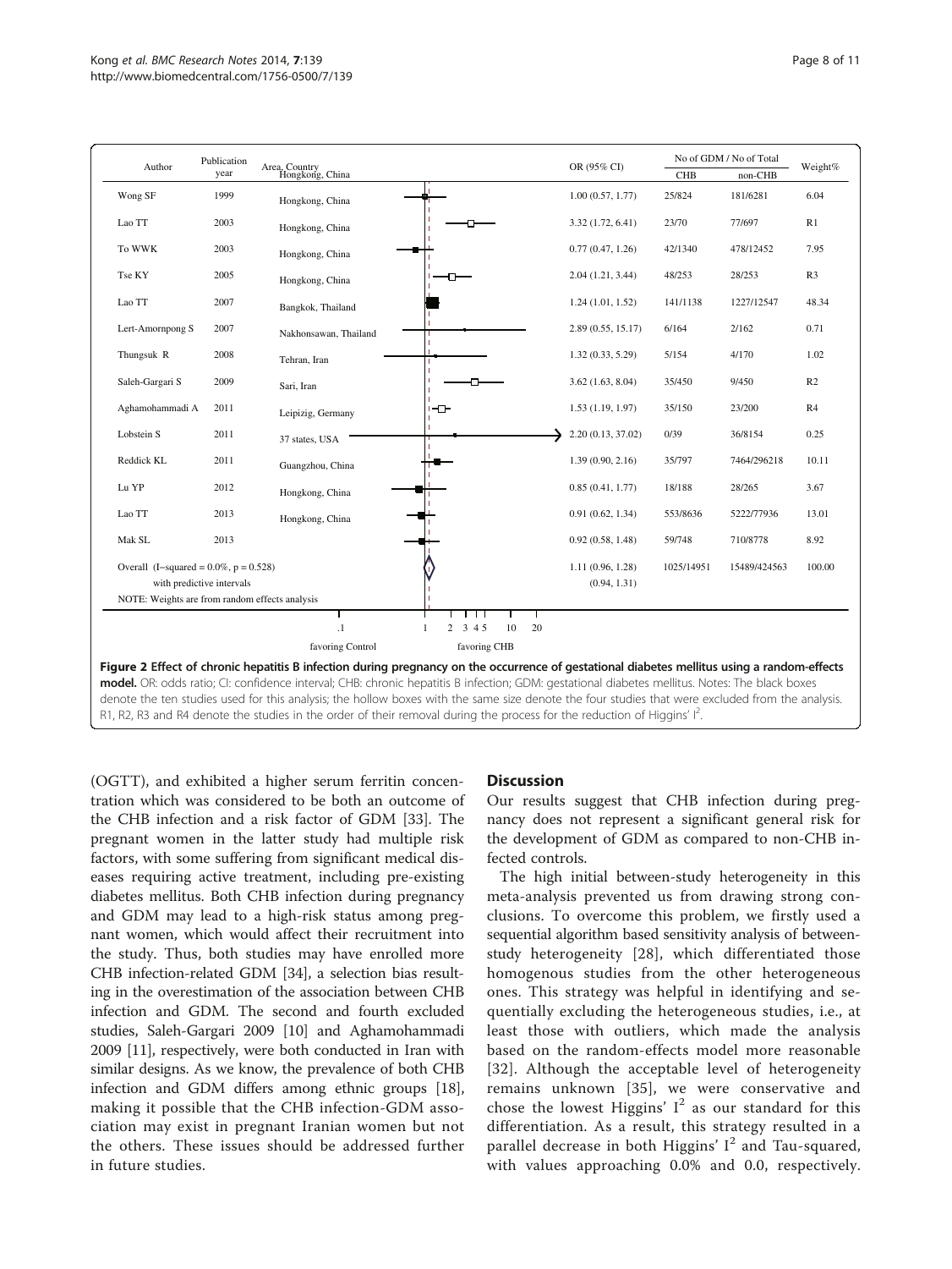| Author | Publication year | Area, Country | OR (95% CI) | No of GDM / No of Total CHB | No of GDM / No of Total non-CHB | Weight% |
|---|---|---|---|---|---|---|
| Wong SF | 1999 | Hongkong, China | 1.00 (0.57, 1.77) | 25/824 | 181/6281 | 6.04 |
| Lao TT | 2003 | Hongkong, China | 3.32 (1.72, 6.41) | 23/70 | 77/697 | R1 |
| To WWK | 2003 | Hongkong, China | 0.77 (0.47, 1.26) | 42/1340 | 478/12452 | 7.95 |
| Tse KY | 2005 | Hongkong, China | 2.04 (1.21, 3.44) | 48/253 | 28/253 | R3 |
| Lao TT | 2007 | Bangkok, Thailand | 1.24 (1.01, 1.52) | 141/1138 | 1227/12547 | 48.34 |
| Lert-Amornpong S | 2007 | Nakhonsawan, Thailand | 2.89 (0.55, 15.17) | 6/164 | 2/162 | 0.71 |
| Thungsuk R | 2008 | Tehran, Iran | 1.32 (0.33, 5.29) | 5/154 | 4/170 | 1.02 |
| Saleh-Gargari S | 2009 | Sari, Iran | 3.62 (1.63, 8.04) | 35/450 | 9/450 | R2 |
| Aghamohammadi A | 2011 | Leipizig, Germany | 1.53 (1.19, 1.97) | 35/150 | 23/200 | R4 |
| Lobstein S | 2011 | 37 states, USA | 2.20 (0.13, 37.02) | 0/39 | 36/8154 | 0.25 |
| Reddick KL | 2011 | Guangzhou, China | 1.39 (0.90, 2.16) | 35/797 | 7464/296218 | 10.11 |
| Lu YP | 2012 | Hongkong, China | 0.85 (0.41, 1.77) | 18/188 | 28/265 | 3.67 |
| Lao TT | 2013 | Hongkong, China | 0.91 (0.62, 1.34) | 553/8636 | 5222/77936 | 13.01 |
| Mak SL | 2013 | | 0.92 (0.58, 1.48) | 59/748 | 710/8778 | 8.92 |
| Overall (I–squared = 0.0%, p = 0.528) with predictive intervals | | | 1.11 (0.96, 1.28) (0.94, 1.31) | 1025/14951 | 15489/424563 | 100.00 |

NOTE: Weights are from random effects analysis

.1 1 2 3 4 5 10 20

favoring Control favoring CHB

**Figure 2 Effect of chronic hepatitis B infection during pregnancy on the occurrence of gestational diabetes mellitus using a random-effects model.** OR: odds ratio; CI: confidence interval; CHB: chronic hepatitis B infection; GDM: gestational diabetes mellitus. Notes: The black boxes denote the ten studies used for this analysis; the hollow boxes with the same size denote the four studies that were excluded from the analysis. R1, R2, R3 and R4 denote the studies in the order of their removal during the process for the reduction of Higgins' $I^2$.

(OGTT), and exhibited a higher serum ferritin concentration which was considered to be both an outcome of the CHB infection and a risk factor of GDM [33]. The pregnant women in the latter study had multiple risk factors, with some suffering from significant medical diseases requiring active treatment, including pre-existing diabetes mellitus. Both CHB infection during pregnancy and GDM may lead to a high-risk status among pregnant women, which would affect their recruitment into the study. Thus, both studies may have enrolled more CHB infection-related GDM [34], a selection bias resulting in the overestimation of the association between CHB infection and GDM. The second and fourth excluded studies, Saleh-Gargari 2009 [10] and Aghamohammadi 2009 [11], respectively, were both conducted in Iran with similar designs. As we know, the prevalence of both CHB infection and GDM differs among ethnic groups [18], making it possible that the CHB infection-GDM association may exist in pregnant Iranian women but not the others. These issues should be addressed further in future studies.

## Discussion

Our results suggest that CHB infection during pregnancy does not represent a significant general risk for the development of GDM as compared to non-CHB infected controls.

The high initial between-study heterogeneity in this meta-analysis prevented us from drawing strong conclusions. To overcome this problem, we firstly used a sequential algorithm based sensitivity analysis of between-study heterogeneity [28], which differentiated those homogenous studies from the other heterogeneous ones. This strategy was helpful in identifying and sequentially excluding the heterogeneous studies, i.e., at least those with outliers, which made the analysis based on the random-effects model more reasonable [32]. Although the acceptable level of heterogeneity remains unknown [35], we were conservative and chose the lowest Higgins' $I^2$ as our standard for this differentiation. As a result, this strategy resulted in a parallel decrease in both Higgins' $I^2$ and Tau-squared, with values approaching 0.0% and 0.0, respectively.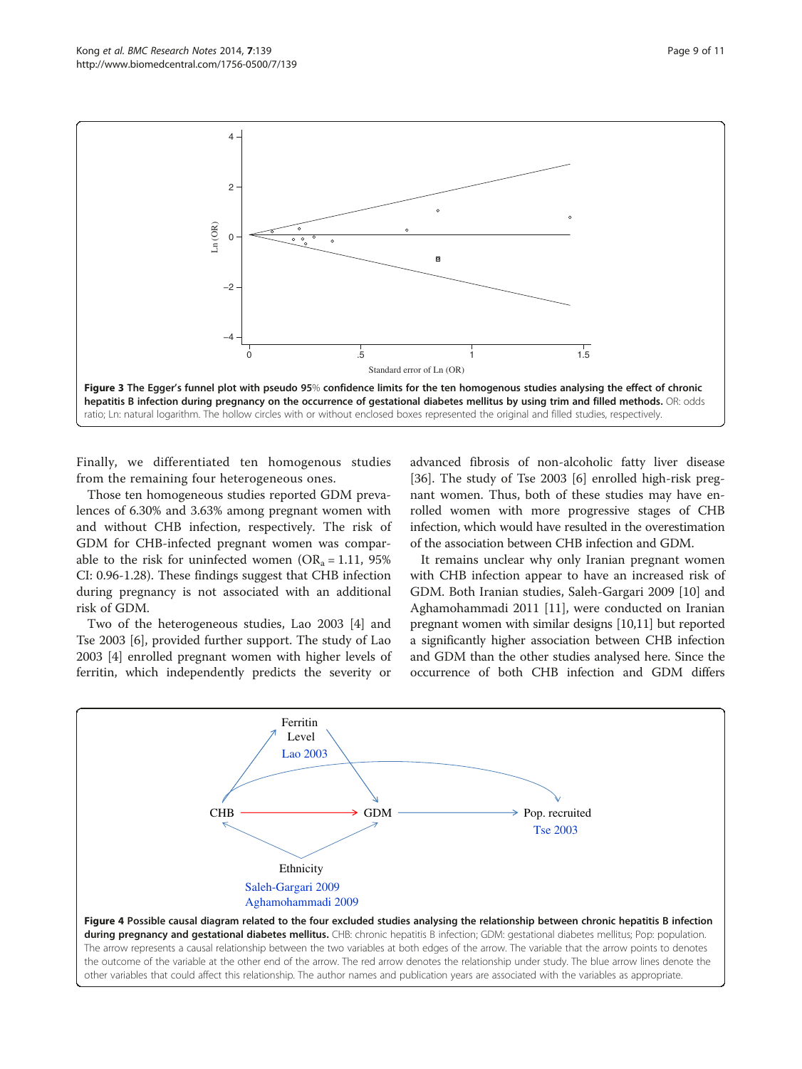Figure 3 The Egger's funnel plot with pseudo 95% confidence limits for the ten homogenous studies analysing the effect of chronic hepatitis B infection during pregnancy on the occurrence of gestational diabetes mellitus by using trim and filled methods. OR: odds ratio; Ln: natural logarithm. The hollow circles with or without enclosed boxes represented the original and filled studies, respectively.

Finally, we differentiated ten homogenous studies from the remaining four heterogeneous ones.

Those ten homogeneous studies reported GDM prevalences of 6.30% and 3.63% among pregnant women with and without CHB infection, respectively. The risk of GDM for CHB-infected pregnant women was comparable to the risk for uninfected women ($OR_a = 1.11$, 95% CI: 0.96-1.28). These findings suggest that CHB infection during pregnancy is not associated with an additional risk of GDM.

Two of the heterogeneous studies, Lao 2003 [4] and Tse 2003 [6], provided further support. The study of Lao 2003 [4] enrolled pregnant women with higher levels of ferritin, which independently predicts the severity or advanced fibrosis of non-alcoholic fatty liver disease [36]. The study of Tse 2003 [6] enrolled high-risk pregnant women. Thus, both of these studies may have enrolled women with more progressive stages of CHB infection, which would have resulted in the overestimation of the association between CHB infection and GDM.

It remains unclear why only Iranian pregnant women with CHB infection appear to have an increased risk of GDM. Both Iranian studies, Saleh-Gargari 2009 [10] and Aghamohammadi 2011 [11], were conducted on Iranian pregnant women with similar designs [10,11] but reported a significantly higher association between CHB infection and GDM than the other studies analysed here. Since the occurrence of both CHB infection and GDM differs

Figure 4 Possible causal diagram related to the four excluded studies analysing the relationship between chronic hepatitis B infection during pregnancy and gestational diabetes mellitus. CHB: chronic hepatitis B infection; GDM: gestational diabetes mellitus; Pop: population. The arrow represents a causal relationship between the two variables at both edges of the arrow. The variable that the arrow points to denotes the outcome of the variable at the other end of the arrow. The red arrow denotes the relationship under study. The blue arrow lines denote the other variables that could affect this relationship. The author names and publication years are associated with the variables as appropriate.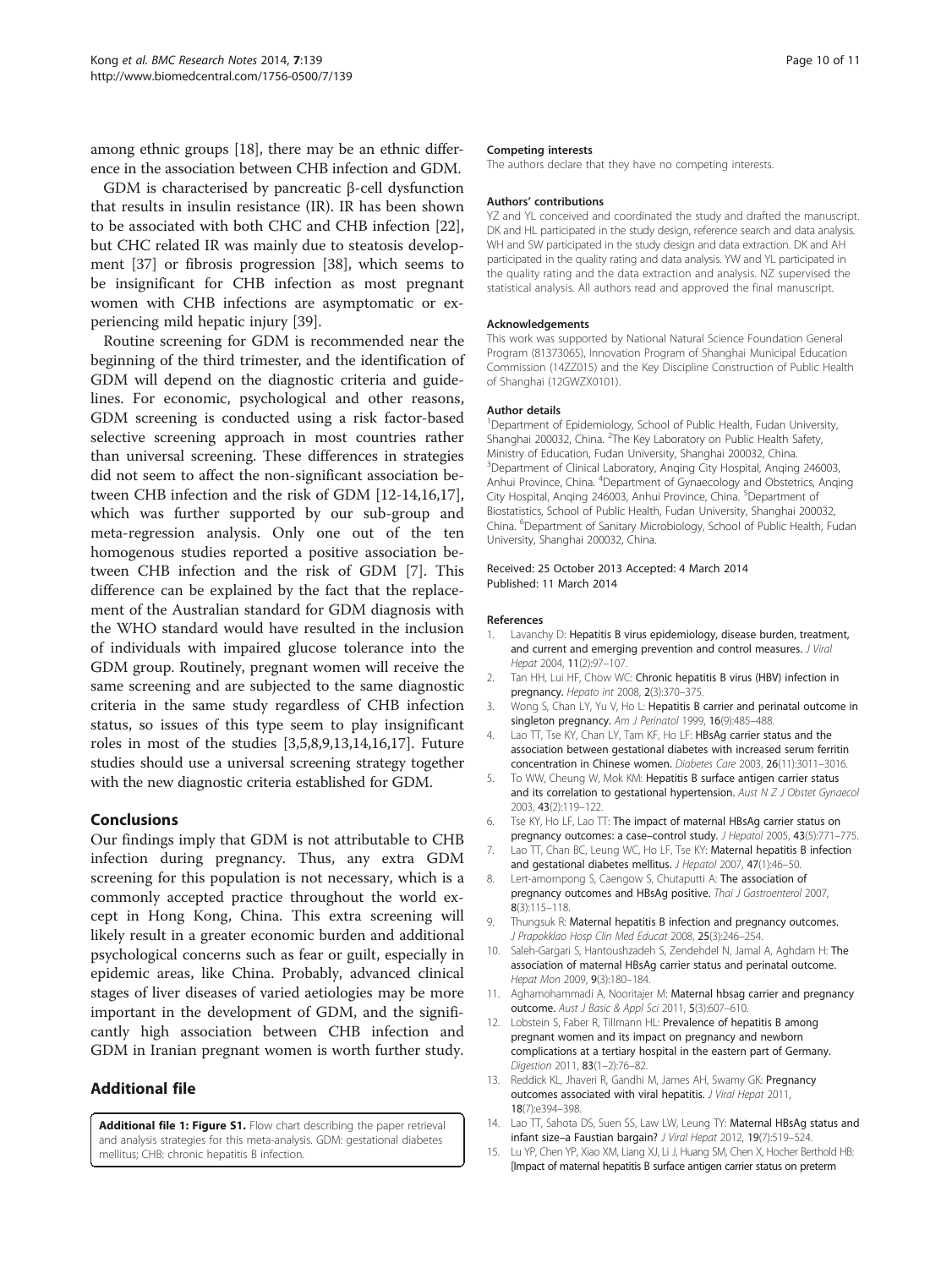among ethnic groups [18], there may be an ethnic difference in the association between CHB infection and GDM.

GDM is characterised by pancreatic β-cell dysfunction that results in insulin resistance (IR). IR has been shown to be associated with both CHC and CHB infection [22], but CHC related IR was mainly due to steatosis development [37] or fibrosis progression [38], which seems to be insignificant for CHB infection as most pregnant women with CHB infections are asymptomatic or experiencing mild hepatic injury [39].

Routine screening for GDM is recommended near the beginning of the third trimester, and the identification of GDM will depend on the diagnostic criteria and guidelines. For economic, psychological and other reasons, GDM screening is conducted using a risk factor-based selective screening approach in most countries rather than universal screening. These differences in strategies did not seem to affect the non-significant association between CHB infection and the risk of GDM [12-14,16,17], which was further supported by our sub-group and meta-regression analysis. Only one out of the ten homogenous studies reported a positive association between CHB infection and the risk of GDM [7]. This difference can be explained by the fact that the replacement of the Australian standard for GDM diagnosis with the WHO standard would have resulted in the inclusion of individuals with impaired glucose tolerance into the GDM group. Routinely, pregnant women will receive the same screening and are subjected to the same diagnostic criteria in the same study regardless of CHB infection status, so issues of this type seem to play insignificant roles in most of the studies [3,5,8,9,13,14,16,17]. Future studies should use a universal screening strategy together with the new diagnostic criteria established for GDM.

## Conclusions

Our findings imply that GDM is not attributable to CHB infection during pregnancy. Thus, any extra GDM screening for this population is not necessary, which is a commonly accepted practice throughout the world except in Hong Kong, China. This extra screening will likely result in a greater economic burden and additional psychological concerns such as fear or guilt, especially in epidemic areas, like China. Probably, advanced clinical stages of liver diseases of varied aetiologies may be more important in the development of GDM, and the significantly high association between CHB infection and GDM in Iranian pregnant women is worth further study.

## Additional file

**Additional file 1: Figure S1.** Flow chart describing the paper retrieval and analysis strategies for this meta-analysis. GDM: gestational diabetes mellitus; CHB: chronic hepatitis B infection.

#### Competing interests
The authors declare that they have no competing interests.

#### Authors' contributions
YZ and YL conceived and coordinated the study and drafted the manuscript. DK and HL participated in the study design, reference search and data analysis. WH and SW participated in the study design and data extraction. DK and AH participated in the quality rating and data analysis. YW and YL participated in the quality rating and the data extraction and analysis. NZ supervised the statistical analysis. All authors read and approved the final manuscript.

#### Acknowledgements
This work was supported by National Natural Science Foundation General Program (81373065), Innovation Program of Shanghai Municipal Education Commission (14ZZ015) and the Key Discipline Construction of Public Health of Shanghai (12GWZX0101).

#### Author details
[1]Department of Epidemiology, School of Public Health, Fudan University, Shanghai 200032, China. [2]The Key Laboratory on Public Health Safety, Ministry of Education, Fudan University, Shanghai 200032, China. [3]Department of Clinical Laboratory, Anqing City Hospital, Anqing 246003, Anhui Province, China. [4]Department of Gynaecology and Obstetrics, Anqing City Hospital, Anqing 246003, Anhui Province, China. [5]Department of Biostatistics, School of Public Health, Fudan University, Shanghai 200032, China. [6]Department of Sanitary Microbiology, School of Public Health, Fudan University, Shanghai 200032, China.

Received: 25 October 2013 Accepted: 4 March 2014
Published: 11 March 2014

#### References
1. Lavanchy D: **Hepatitis B virus epidemiology, disease burden, treatment, and current and emerging prevention and control measures.** *J Viral Hepat* 2004, **11**(2):97–107.
2. Tan HH, Lui HF, Chow WC: **Chronic hepatitis B virus (HBV) infection in pregnancy.** *Hepato int* 2008, **2**(3):370–375.
3. Wong S, Chan LY, Yu V, Ho L: **Hepatitis B carrier and perinatal outcome in singleton pregnancy.** *Am J Perinatol* 1999, **16**(9):485–488.
4. Lao TT, Tse KY, Chan LY, Tam KF, Ho LF: **HBsAg carrier status and the association between gestational diabetes with increased serum ferritin concentration in Chinese women.** *Diabetes Care* 2003, **26**(11):3011–3016.
5. To WW, Cheung W, Mok KM: **Hepatitis B surface antigen carrier status and its correlation to gestational hypertension.** *Aust N Z J Obstet Gynaecol* 2003, **43**(2):119–122.
6. Tse KY, Ho LF, Lao TT: **The impact of maternal HBsAg carrier status on pregnancy outcomes: a case–control study.** *J Hepatol* 2005, **43**(5):771–775.
7. Lao TT, Chan BC, Leung WC, Ho LF, Tse KY: **Maternal hepatitis B infection and gestational diabetes mellitus.** *J Hepatol* 2007, **47**(1):46–50.
8. Lert-amornpong S, Caengow S, Chutaputti A: **The association of pregnancy outcomes and HBsAg positive.** *Thai J Gastroenterol* 2007, **8**(3):115–118.
9. Thungsuk R: **Maternal hepatitis B infection and pregnancy outcomes.** *J Prapokklao Hosp Clin Med Educat* 2008, **25**(3):246–254.
10. Saleh-Gargari S, Hantoushzadeh S, Zendehdel N, Jamal A, Aghdam H: **The association of maternal HBsAg carrier status and perinatal outcome.** *Hepat Mon* 2009, **9**(3):180–184.
11. Aghamohammadi A, Nooritajer M: **Maternal hbsag carrier and pregnancy outcome.** *Aust J Basic & Appl Sci* 2011, **5**(3):607–610.
12. Lobstein S, Faber R, Tillmann HL: **Prevalence of hepatitis B among pregnant women and its impact on pregnancy and newborn complications at a tertiary hospital in the eastern part of Germany.** *Digestion* 2011, **83**(1–2):76–82.
13. Reddick KL, Jhaveri R, Gandhi M, James AH, Swamy GK: **Pregnancy outcomes associated with viral hepatitis.** *J Viral Hepat* 2011, **18**(7):e394–398.
14. Lao TT, Sahota DS, Suen SS, Law LW, Leung TY: **Maternal HBsAg status and infant size–a Faustian bargain?** *J Viral Hepat* 2012, **19**(7):519–524.
15. Lu YP, Chen YP, Xiao XM, Liang XJ, Li J, Huang SM, Chen X, Hocher Berthold HB: **[Impact of maternal hepatitis B surface antigen carrier status on preterm**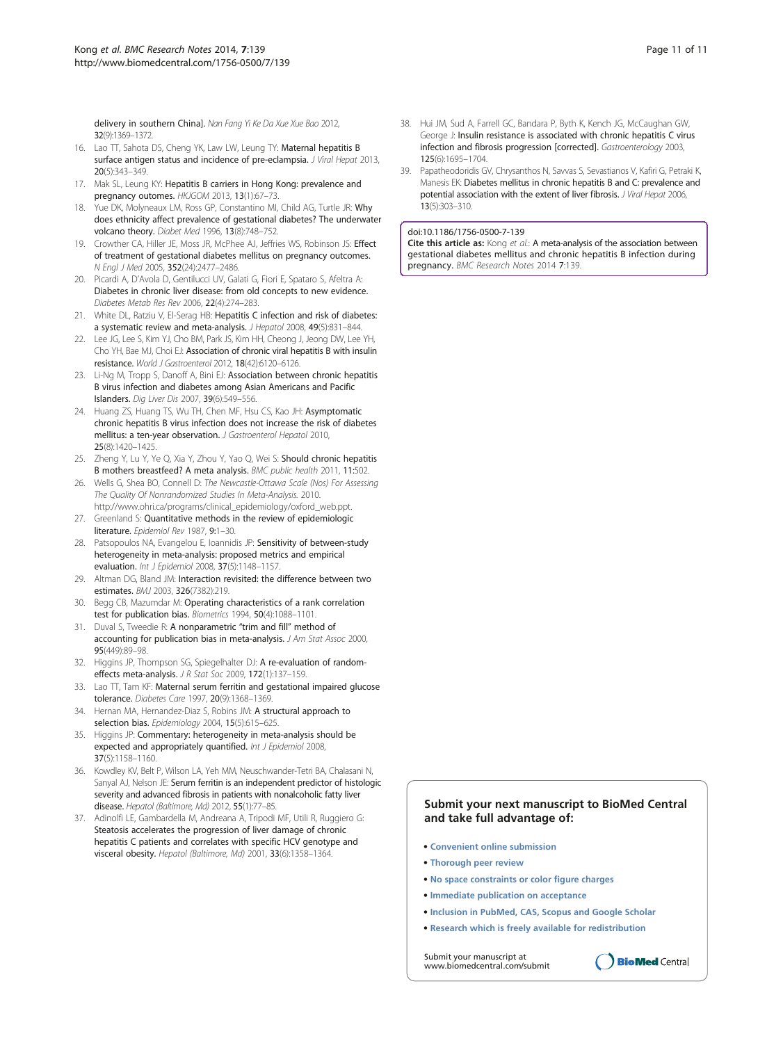delivery in southern China]. *Nan Fang Yi Ke Da Xue Xue Bao* 2012, **32**(9):1369–1372.

16. Lao TT, Sahota DS, Cheng YK, Law LW, Leung TY: **Maternal hepatitis B surface antigen status and incidence of pre-eclampsia.** *J Viral Hepat* 2013, **20**(5):343–349.
17. Mak SL, Leung KY: **Hepatitis B carriers in Hong Kong: prevalence and pregnancy outomes.** *HKJGOM* 2013, **13**(1):67–73.
18. Yue DK, Molyneaux LM, Ross GP, Constantino MI, Child AG, Turtle JR: **Why does ethnicity affect prevalence of gestational diabetes? The underwater volcano theory.** *Diabet Med* 1996, **13**(8):748–752.
19. Crowther CA, Hiller JE, Moss JR, McPhee AJ, Jeffries WS, Robinson JS: **Effect of treatment of gestational diabetes mellitus on pregnancy outcomes.** *N Engl J Med* 2005, **352**(24):2477–2486.
20. Picardi A, D'Avola D, Gentilucci UV, Galati G, Fiori E, Spataro S, Afeltra A: **Diabetes in chronic liver disease: from old concepts to new evidence.** *Diabetes Metab Res Rev* 2006, **22**(4):274–283.
21. White DL, Ratziu V, El-Serag HB: **Hepatitis C infection and risk of diabetes: a systematic review and meta-analysis.** *J Hepatol* 2008, **49**(5):831–844.
22. Lee JG, Lee S, Kim YJ, Cho BM, Park JS, Kim HH, Cheong J, Jeong DW, Lee YH, Cho YH, Bae MJ, Choi EJ: **Association of chronic viral hepatitis B with insulin resistance.** *World J Gastroenterol* 2012, **18**(42):6120–6126.
23. Li-Ng M, Tropp S, Danoff A, Bini EJ: **Association between chronic hepatitis B virus infection and diabetes among Asian Americans and Pacific Islanders.** *Dig Liver Dis* 2007, **39**(6):549–556.
24. Huang ZS, Huang TS, Wu TH, Chen MF, Hsu CS, Kao JH: **Asymptomatic chronic hepatitis B virus infection does not increase the risk of diabetes mellitus: a ten-year observation.** *J Gastroenterol Hepatol* 2010, **25**(8):1420–1425.
25. Zheng Y, Lu Y, Ye Q, Xia Y, Zhou Y, Yao Q, Wei S: **Should chronic hepatitis B mothers breastfeed? A meta analysis.** *BMC public health* 2011, **11:**502.
26. Wells G, Shea BO, Connell D: *The Newcastle-Ottawa Scale (Nos) For Assessing The Quality Of Nonrandomized Studies In Meta-Analysis.* 2010. http://www.ohri.ca/programs/clinical_epidemiology/oxford_web.ppt.
27. Greenland S: **Quantitative methods in the review of epidemiologic literature.** *Epidemiol Rev* 1987, **9:**1–30.
28. Patsopoulos NA, Evangelou E, Ioannidis JP: **Sensitivity of between-study heterogeneity in meta-analysis: proposed metrics and empirical evaluation.** *Int J Epidemiol* 2008, **37**(5):1148–1157.
29. Altman DG, Bland JM: **Interaction revisited: the difference between two estimates.** *BMJ* 2003, **326**(7382):219.
30. Begg CB, Mazumdar M: **Operating characteristics of a rank correlation test for publication bias.** *Biometrics* 1994, **50**(4):1088–1101.
31. Duval S, Tweedie R: **A nonparametric "trim and fill" method of accounting for publication bias in meta-analysis.** *J Am Stat Assoc* 2000, **95**(449):89–98.
32. Higgins JP, Thompson SG, Spiegelhalter DJ: **A re-evaluation of random-effects meta-analysis.** *J R Stat Soc* 2009, **172**(1):137–159.
33. Lao TT, Tam KF: **Maternal serum ferritin and gestational impaired glucose tolerance.** *Diabetes Care* 1997, **20**(9):1368–1369.
34. Hernan MA, Hernandez-Diaz S, Robins JM: **A structural approach to selection bias.** *Epidemiology* 2004, **15**(5):615–625.
35. Higgins JP: **Commentary: heterogeneity in meta-analysis should be expected and appropriately quantified.** *Int J Epidemiol* 2008, **37**(5):1158–1160.
36. Kowdley KV, Belt P, Wilson LA, Yeh MM, Neuschwander-Tetri BA, Chalasani N, Sanyal AJ, Nelson JE: **Serum ferritin is an independent predictor of histologic severity and advanced fibrosis in patients with nonalcoholic fatty liver disease.** *Hepatol (Baltimore, Md)* 2012, **55**(1):77–85.
37. Adinolfi LE, Gambardella M, Andreana A, Tripodi MF, Utili R, Ruggiero G: **Steatosis accelerates the progression of liver damage of chronic hepatitis C patients and correlates with specific HCV genotype and visceral obesity.** *Hepatol (Baltimore, Md)* 2001, **33**(6):1358–1364.
38. Hui JM, Sud A, Farrell GC, Bandara P, Byth K, Kench JG, McCaughan GW, George J: **Insulin resistance is associated with chronic hepatitis C virus infection and fibrosis progression [corrected].** *Gastroenterology* 2003, **125**(6):1695–1704.
39. Papatheodoridis GV, Chrysanthos N, Savvas S, Sevastianos V, Kafiri G, Petraki K, Manesis EK: **Diabetes mellitus in chronic hepatitis B and C: prevalence and potential association with the extent of liver fibrosis.** *J Viral Hepat* 2006, **13**(5):303–310.

doi:10.1186/1756-0500-7-139
**Cite this article as:** Kong *et al.*: A meta-analysis of the association between gestational diabetes mellitus and chronic hepatitis B infection during pregnancy. *BMC Research Notes* 2014 **7**:139.

**Submit your next manuscript to BioMed Central and take full advantage of:**

- Convenient online submission
- Thorough peer review
- No space constraints or color figure charges
- Immediate publication on acceptance
- Inclusion in PubMed, CAS, Scopus and Google Scholar
- Research which is freely available for redistribution

Submit your manuscript at
www.biomedcentral.com/submit

BioMed Central